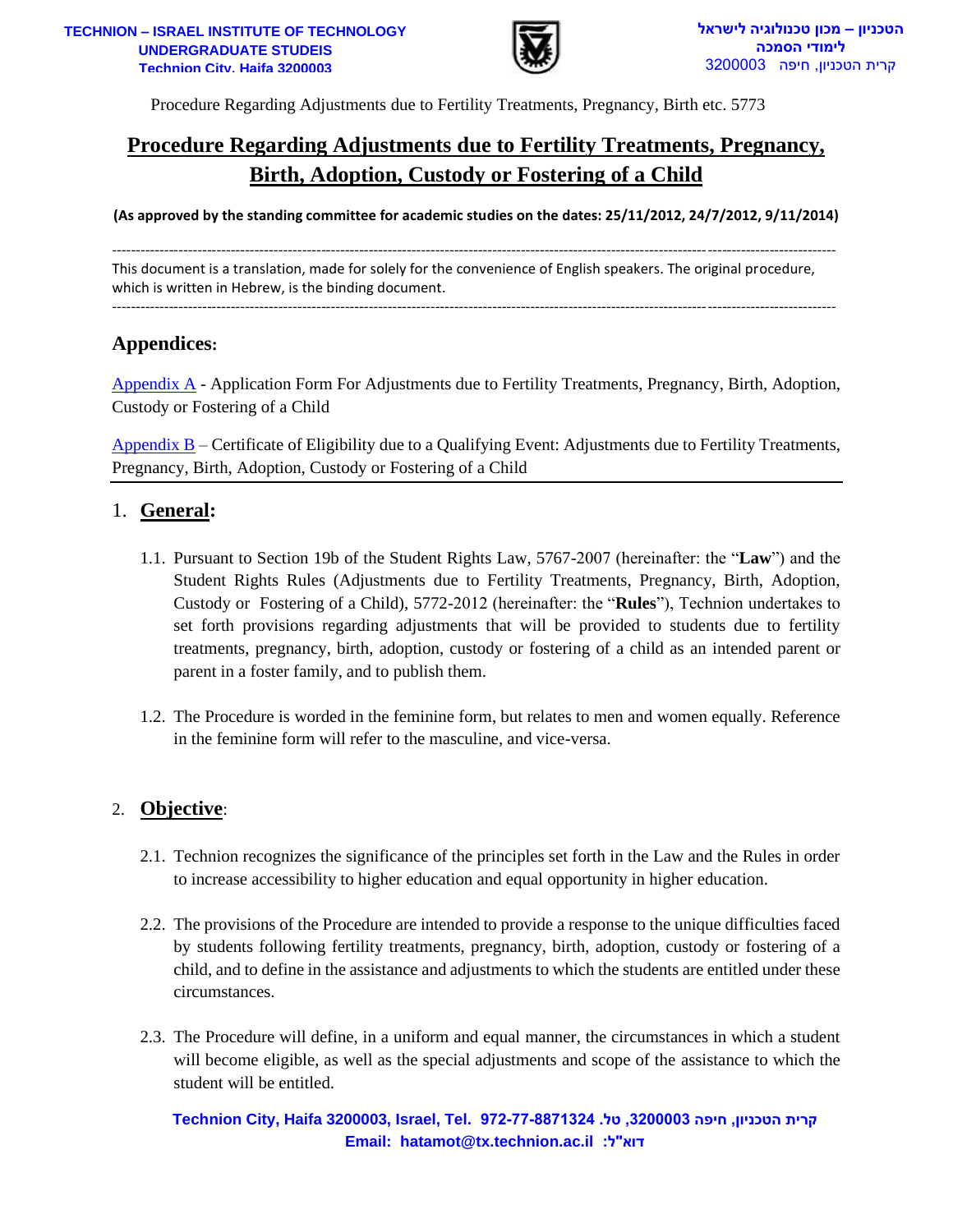Procedure Regarding Adjustments due to Fertility Treatments, Pregnancy, Birth etc. 5773

# Procedure Regarding Adjustments due to Fertility Treatments, Pregnancy, Birth, Adoption, Custody or Fostering of a Child

**(As approved by the standing committee for academic studies on the dates: 25/11/2012, 24/7/2012, 9/11/2014)**

---

This document is a translation, made for solely for the convenience of English speakers. The original procedure, which is written in Hebrew, is the binding document.

---

## Appendices:

Appendix A - Application Form For Adjustments due to Fertility Treatments, Pregnancy, Birth, Adoption, Custody or Fostering of a Child

Appendix B – Certificate of Eligibility due to a Qualifying Event: Adjustments due to Fertility Treatments, Pregnancy, Birth, Adoption, Custody or Fostering of a Child

## 1. General:

1.1. Pursuant to Section 19b of the Student Rights Law, 5767-2007 (hereinafter: the "**Law**") and the Student Rights Rules (Adjustments due to Fertility Treatments, Pregnancy, Birth, Adoption, Custody or Fostering of a Child), 5772-2012 (hereinafter: the "**Rules**"), Technion undertakes to set forth provisions regarding adjustments that will be provided to students due to fertility treatments, pregnancy, birth, adoption, custody or fostering of a child as an intended parent or parent in a foster family, and to publish them.

1.2. The Procedure is worded in the feminine form, but relates to men and women equally. Reference in the feminine form will refer to the masculine, and vice-versa.

## 2. Objective:

2.1. Technion recognizes the significance of the principles set forth in the Law and the Rules in order to increase accessibility to higher education and equal opportunity in higher education.

2.2. The provisions of the Procedure are intended to provide a response to the unique difficulties faced by students following fertility treatments, pregnancy, birth, adoption, custody or fostering of a child, and to define in the assistance and adjustments to which the students are entitled under these circumstances.

2.3. The Procedure will define, in a uniform and equal manner, the circumstances in which a student will become eligible, as well as the special adjustments and scope of the assistance to which the student will be entitled.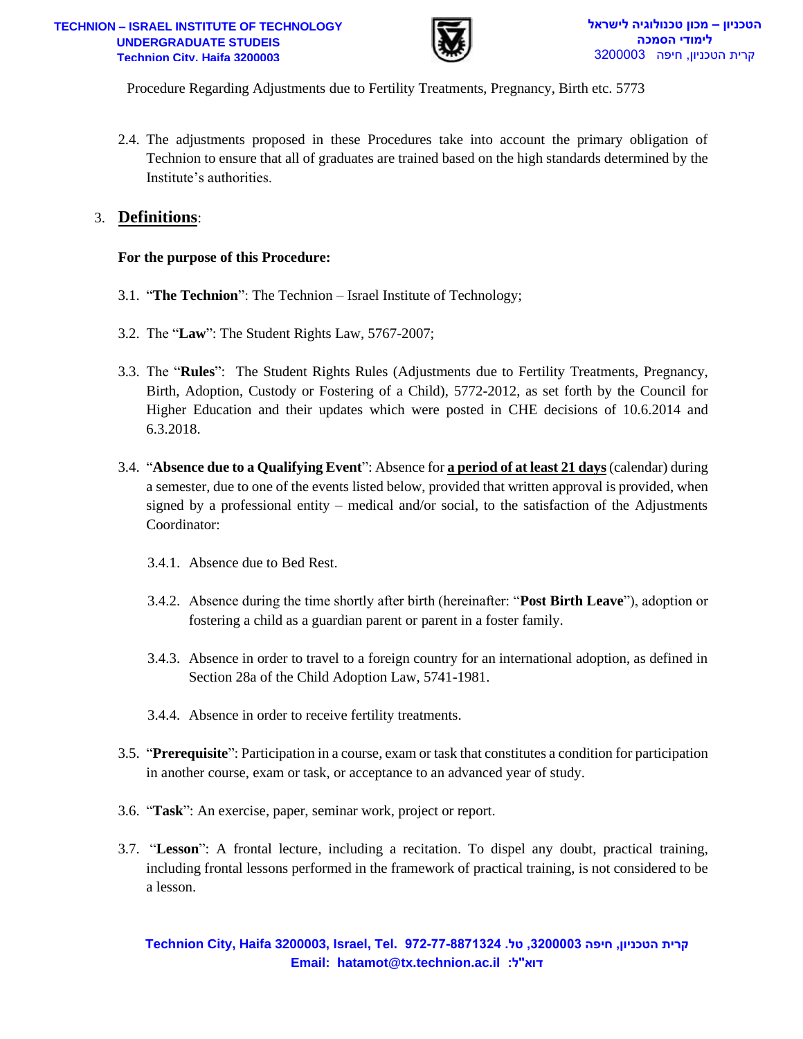Procedure Regarding Adjustments due to Fertility Treatments, Pregnancy, Birth etc. 5773

2.4. The adjustments proposed in these Procedures take into account the primary obligation of Technion to ensure that all of graduates are trained based on the high standards determined by the Institute's authorities.

## 3. Definitions:

**For the purpose of this Procedure:**

3.1. "**The Technion**": The Technion – Israel Institute of Technology;

3.2. The "**Law**": The Student Rights Law, 5767-2007;

3.3. The "**Rules**": The Student Rights Rules (Adjustments due to Fertility Treatments, Pregnancy, Birth, Adoption, Custody or Fostering of a Child), 5772-2012, as set forth by the Council for Higher Education and their updates which were posted in CHE decisions of 10.6.2014 and 6.3.2018.

3.4. "**Absence due to a Qualifying Event**": Absence for **a period of at least 21 days** (calendar) during a semester, due to one of the events listed below, provided that written approval is provided, when signed by a professional entity – medical and/or social, to the satisfaction of the Adjustments Coordinator:

3.4.1. Absence due to Bed Rest.

3.4.2. Absence during the time shortly after birth (hereinafter: "**Post Birth Leave**"), adoption or fostering a child as a guardian parent or parent in a foster family.

3.4.3. Absence in order to travel to a foreign country for an international adoption, as defined in Section 28a of the Child Adoption Law, 5741-1981.

3.4.4. Absence in order to receive fertility treatments.

3.5. "**Prerequisite**": Participation in a course, exam or task that constitutes a condition for participation in another course, exam or task, or acceptance to an advanced year of study.

3.6. "**Task**": An exercise, paper, seminar work, project or report.

3.7. "**Lesson**": A frontal lecture, including a recitation. To dispel any doubt, practical training, including frontal lessons performed in the framework of practical training, is not considered to be a lesson.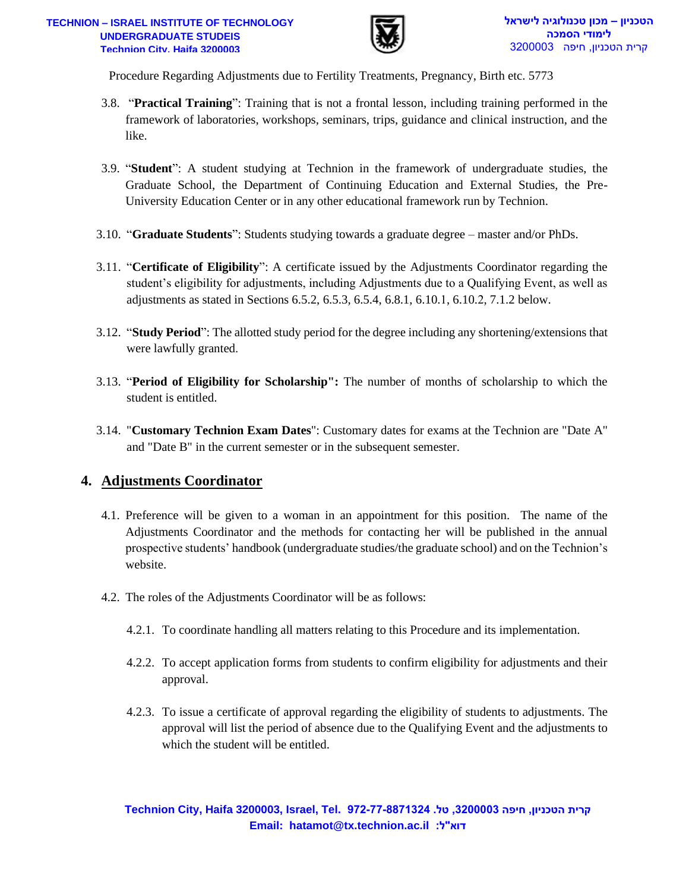3.8. "**Practical Training**": Training that is not a frontal lesson, including training performed in the framework of laboratories, workshops, seminars, trips, guidance and clinical instruction, and the like.

3.9. "**Student**": A student studying at Technion in the framework of undergraduate studies, the Graduate School, the Department of Continuing Education and External Studies, the Pre-University Education Center or in any other educational framework run by Technion.

3.10. "**Graduate Students**": Students studying towards a graduate degree – master and/or PhDs.

3.11. "**Certificate of Eligibility**": A certificate issued by the Adjustments Coordinator regarding the student's eligibility for adjustments, including Adjustments due to a Qualifying Event, as well as adjustments as stated in Sections 6.5.2, 6.5.3, 6.5.4, 6.8.1, 6.10.1, 6.10.2, 7.1.2 below.

3.12. "**Study Period**": The allotted study period for the degree including any shortening/extensions that were lawfully granted.

3.13. "**Period of Eligibility for Scholarship":** The number of months of scholarship to which the student is entitled.

3.14. "**Customary Technion Exam Dates**": Customary dates for exams at the Technion are "Date A" and "Date B" in the current semester or in the subsequent semester.

## 4. Adjustments Coordinator

4.1. Preference will be given to a woman in an appointment for this position. The name of the Adjustments Coordinator and the methods for contacting her will be published in the annual prospective students' handbook (undergraduate studies/the graduate school) and on the Technion's website.

4.2. The roles of the Adjustments Coordinator will be as follows:

4.2.1. To coordinate handling all matters relating to this Procedure and its implementation.

4.2.2. To accept application forms from students to confirm eligibility for adjustments and their approval.

4.2.3. To issue a certificate of approval regarding the eligibility of students to adjustments. The approval will list the period of absence due to the Qualifying Event and the adjustments to which the student will be entitled.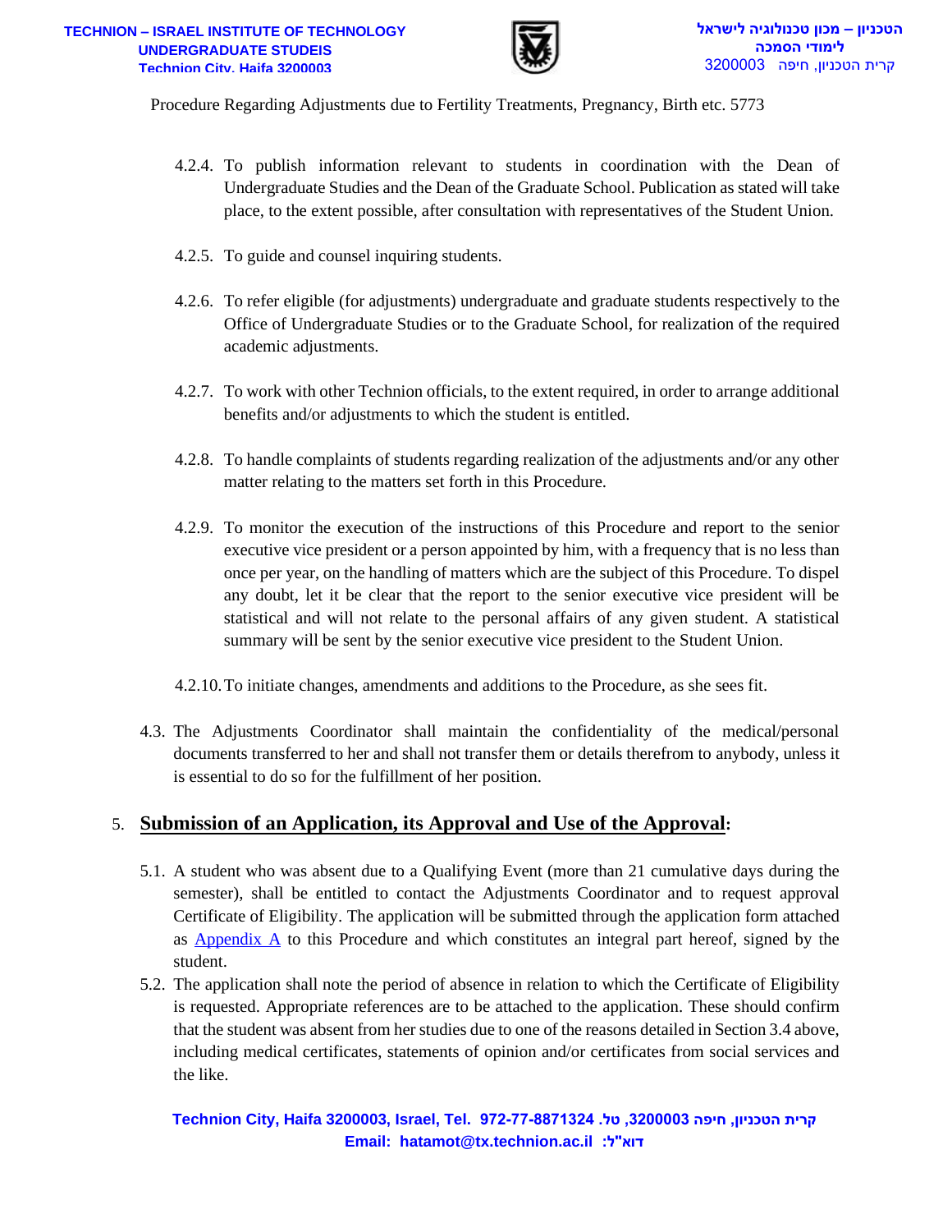Procedure Regarding Adjustments due to Fertility Treatments, Pregnancy, Birth etc. 5773

4.2.4. To publish information relevant to students in coordination with the Dean of Undergraduate Studies and the Dean of the Graduate School. Publication as stated will take place, to the extent possible, after consultation with representatives of the Student Union.

4.2.5. To guide and counsel inquiring students.

4.2.6. To refer eligible (for adjustments) undergraduate and graduate students respectively to the Office of Undergraduate Studies or to the Graduate School, for realization of the required academic adjustments.

4.2.7. To work with other Technion officials, to the extent required, in order to arrange additional benefits and/or adjustments to which the student is entitled.

4.2.8. To handle complaints of students regarding realization of the adjustments and/or any other matter relating to the matters set forth in this Procedure.

4.2.9. To monitor the execution of the instructions of this Procedure and report to the senior executive vice president or a person appointed by him, with a frequency that is no less than once per year, on the handling of matters which are the subject of this Procedure. To dispel any doubt, let it be clear that the report to the senior executive vice president will be statistical and will not relate to the personal affairs of any given student. A statistical summary will be sent by the senior executive vice president to the Student Union.

4.2.10. To initiate changes, amendments and additions to the Procedure, as she sees fit.

4.3. The Adjustments Coordinator shall maintain the confidentiality of the medical/personal documents transferred to her and shall not transfer them or details therefrom to anybody, unless it is essential to do so for the fulfillment of her position.

## 5. **Submission of an Application, its Approval and Use of the Approval:**

5.1. A student who was absent due to a Qualifying Event (more than 21 cumulative days during the semester), shall be entitled to contact the Adjustments Coordinator and to request approval Certificate of Eligibility. The application will be submitted through the application form attached as Appendix A to this Procedure and which constitutes an integral part hereof, signed by the student.

5.2. The application shall note the period of absence in relation to which the Certificate of Eligibility is requested. Appropriate references are to be attached to the application. These should confirm that the student was absent from her studies due to one of the reasons detailed in Section 3.4 above, including medical certificates, statements of opinion and/or certificates from social services and the like.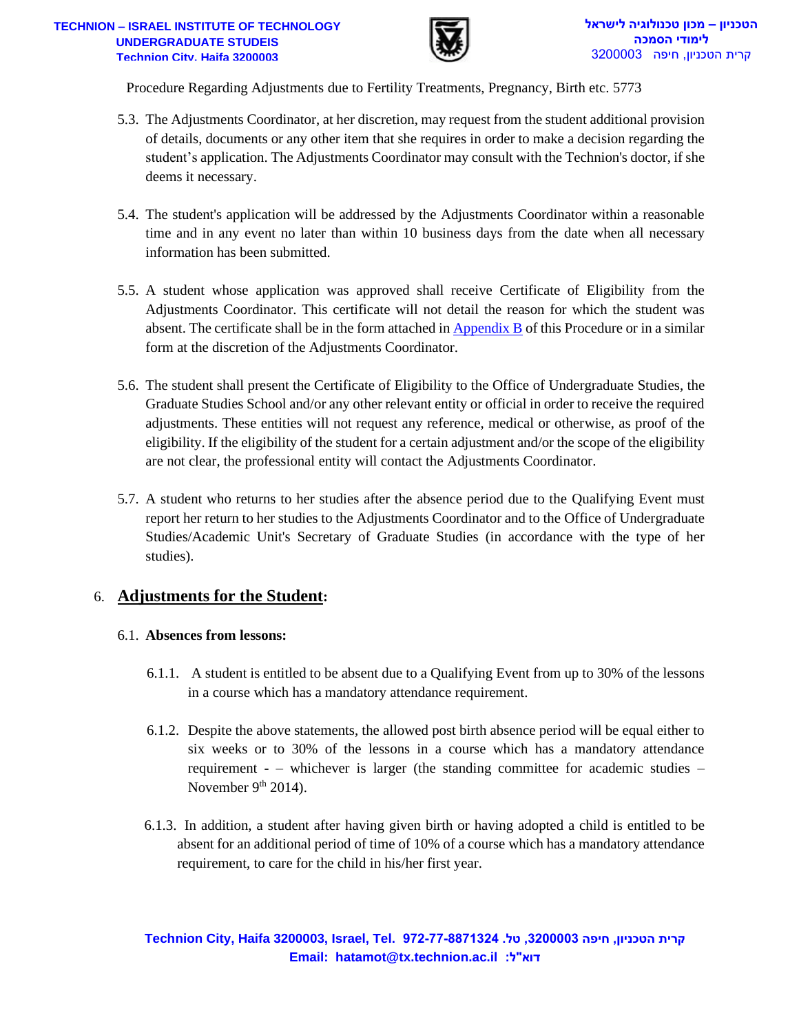5.3. The Adjustments Coordinator, at her discretion, may request from the student additional provision of details, documents or any other item that she requires in order to make a decision regarding the student's application. The Adjustments Coordinator may consult with the Technion's doctor, if she deems it necessary.

5.4. The student's application will be addressed by the Adjustments Coordinator within a reasonable time and in any event no later than within 10 business days from the date when all necessary information has been submitted.

5.5. A student whose application was approved shall receive Certificate of Eligibility from the Adjustments Coordinator. This certificate will not detail the reason for which the student was absent. The certificate shall be in the form attached in Appendix B of this Procedure or in a similar form at the discretion of the Adjustments Coordinator.

5.6. The student shall present the Certificate of Eligibility to the Office of Undergraduate Studies, the Graduate Studies School and/or any other relevant entity or official in order to receive the required adjustments. These entities will not request any reference, medical or otherwise, as proof of the eligibility. If the eligibility of the student for a certain adjustment and/or the scope of the eligibility are not clear, the professional entity will contact the Adjustments Coordinator.

5.7. A student who returns to her studies after the absence period due to the Qualifying Event must report her return to her studies to the Adjustments Coordinator and to the Office of Undergraduate Studies/Academic Unit's Secretary of Graduate Studies (in accordance with the type of her studies).

## 6. **Adjustments for the Student:**

### 6.1. **Absences from lessons:**

6.1.1. A student is entitled to be absent due to a Qualifying Event from up to 30% of the lessons in a course which has a mandatory attendance requirement.

6.1.2. Despite the above statements, the allowed post birth absence period will be equal either to six weeks or to 30% of the lessons in a course which has a mandatory attendance requirement - – whichever is larger (the standing committee for academic studies – November 9th 2014).

6.1.3. In addition, a student after having given birth or having adopted a child is entitled to be absent for an additional period of time of 10% of a course which has a mandatory attendance requirement, to care for the child in his/her first year.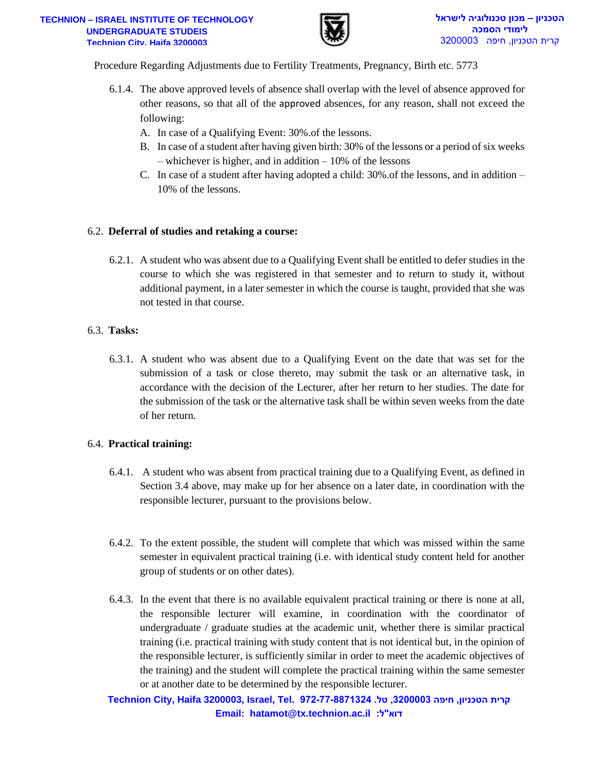6.1.4. The above approved levels of absence shall overlap with the level of absence approved for other reasons, so that all of the approved absences, for any reason, shall not exceed the following:

A. In case of a Qualifying Event: 30%.of the lessons.

B. In case of a student after having given birth: 30% of the lessons or a period of six weeks – whichever is higher, and in addition – 10% of the lessons

C. In case of a student after having adopted a child: 30%.of the lessons, and in addition – 10% of the lessons.

6.2. **Deferral of studies and retaking a course:**

6.2.1. A student who was absent due to a Qualifying Event shall be entitled to defer studies in the course to which she was registered in that semester and to return to study it, without additional payment, in a later semester in which the course is taught, provided that she was not tested in that course.

6.3. **Tasks:**

6.3.1. A student who was absent due to a Qualifying Event on the date that was set for the submission of a task or close thereto, may submit the task or an alternative task, in accordance with the decision of the Lecturer, after her return to her studies. The date for the submission of the task or the alternative task shall be within seven weeks from the date of her return.

6.4. **Practical training:**

6.4.1. A student who was absent from practical training due to a Qualifying Event, as defined in Section 3.4 above, may make up for her absence on a later date, in coordination with the responsible lecturer, pursuant to the provisions below.

6.4.2. To the extent possible, the student will complete that which was missed within the same semester in equivalent practical training (i.e. with identical study content held for another group of students or on other dates).

6.4.3. In the event that there is no available equivalent practical training or there is none at all, the responsible lecturer will examine, in coordination with the coordinator of undergraduate / graduate studies at the academic unit, whether there is similar practical training (i.e. practical training with study content that is not identical but, in the opinion of the responsible lecturer, is sufficiently similar in order to meet the academic objectives of the training) and the student will complete the practical training within the same semester or at another date to be determined by the responsible lecturer.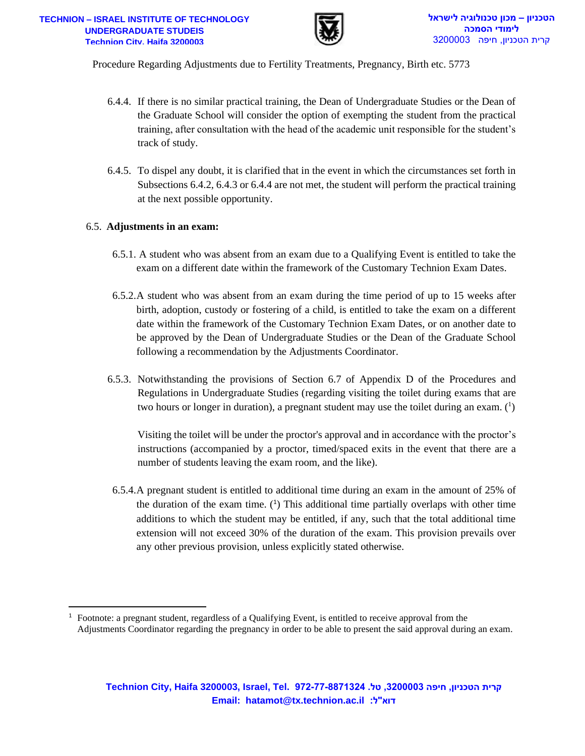6.4.4. If there is no similar practical training, the Dean of Undergraduate Studies or the Dean of the Graduate School will consider the option of exempting the student from the practical training, after consultation with the head of the academic unit responsible for the student's track of study.

6.4.5. To dispel any doubt, it is clarified that in the event in which the circumstances set forth in Subsections 6.4.2, 6.4.3 or 6.4.4 are not met, the student will perform the practical training at the next possible opportunity.

6.5. **Adjustments in an exam:**

6.5.1. A student who was absent from an exam due to a Qualifying Event is entitled to take the exam on a different date within the framework of the Customary Technion Exam Dates.

6.5.2. A student who was absent from an exam during the time period of up to 15 weeks after birth, adoption, custody or fostering of a child, is entitled to take the exam on a different date within the framework of the Customary Technion Exam Dates, or on another date to be approved by the Dean of Undergraduate Studies or the Dean of the Graduate School following a recommendation by the Adjustments Coordinator.

6.5.3. Notwithstanding the provisions of Section 6.7 of Appendix D of the Procedures and Regulations in Undergraduate Studies (regarding visiting the toilet during exams that are two hours or longer in duration), a pregnant student may use the toilet during an exam. ([1])

Visiting the toilet will be under the proctor's approval and in accordance with the proctor's instructions (accompanied by a proctor, timed/spaced exits in the event that there are a number of students leaving the exam room, and the like).

6.5.4. A pregnant student is entitled to additional time during an exam in the amount of 25% of the duration of the exam time. ([1]) This additional time partially overlaps with other time additions to which the student may be entitled, if any, such that the total additional time extension will not exceed 30% of the duration of the exam. This provision prevails over any other previous provision, unless explicitly stated otherwise.

---

[1] Footnote: a pregnant student, regardless of a Qualifying Event, is entitled to receive approval from the Adjustments Coordinator regarding the pregnancy in order to be able to present the said approval during an exam.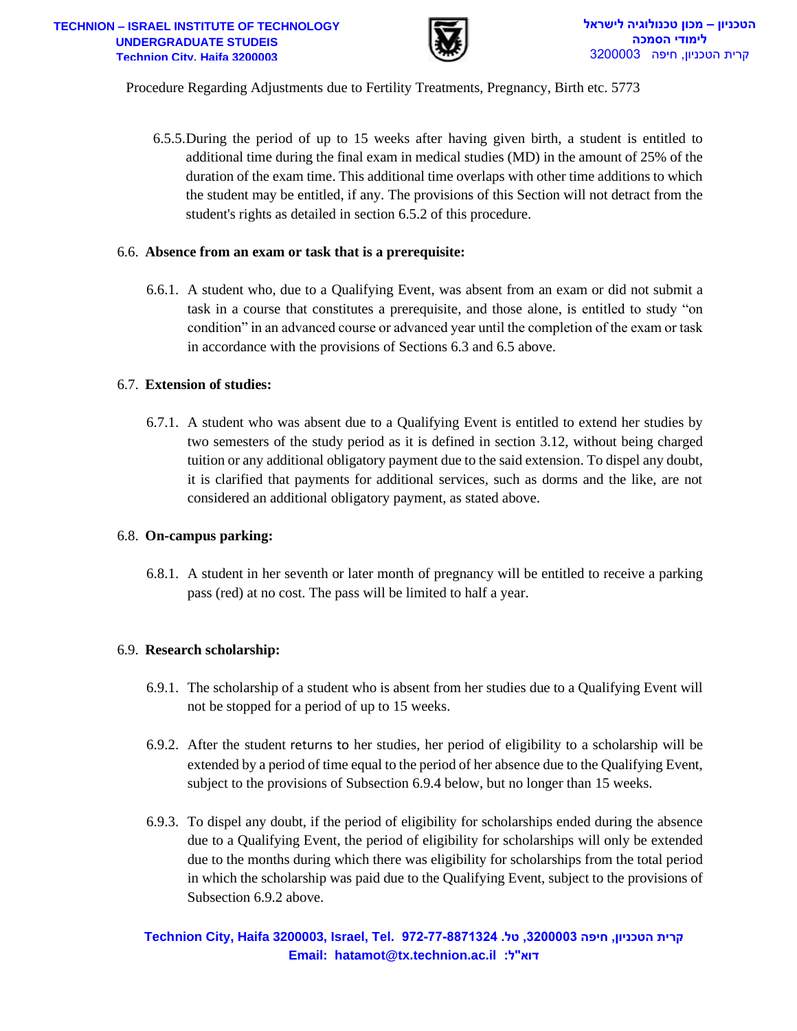6.5.5. During the period of up to 15 weeks after having given birth, a student is entitled to additional time during the final exam in medical studies (MD) in the amount of 25% of the duration of the exam time. This additional time overlaps with other time additions to which the student may be entitled, if any. The provisions of this Section will not detract from the student's rights as detailed in section 6.5.2 of this procedure.

6.6. **Absence from an exam or task that is a prerequisite:**

6.6.1. A student who, due to a Qualifying Event, was absent from an exam or did not submit a task in a course that constitutes a prerequisite, and those alone, is entitled to study "on condition" in an advanced course or advanced year until the completion of the exam or task in accordance with the provisions of Sections 6.3 and 6.5 above.

6.7. **Extension of studies:**

6.7.1. A student who was absent due to a Qualifying Event is entitled to extend her studies by two semesters of the study period as it is defined in section 3.12, without being charged tuition or any additional obligatory payment due to the said extension. To dispel any doubt, it is clarified that payments for additional services, such as dorms and the like, are not considered an additional obligatory payment, as stated above.

6.8. **On-campus parking:**

6.8.1. A student in her seventh or later month of pregnancy will be entitled to receive a parking pass (red) at no cost. The pass will be limited to half a year.

6.9. **Research scholarship:**

6.9.1. The scholarship of a student who is absent from her studies due to a Qualifying Event will not be stopped for a period of up to 15 weeks.

6.9.2. After the student returns to her studies, her period of eligibility to a scholarship will be extended by a period of time equal to the period of her absence due to the Qualifying Event, subject to the provisions of Subsection 6.9.4 below, but no longer than 15 weeks.

6.9.3. To dispel any doubt, if the period of eligibility for scholarships ended during the absence due to a Qualifying Event, the period of eligibility for scholarships will only be extended due to the months during which there was eligibility for scholarships from the total period in which the scholarship was paid due to the Qualifying Event, subject to the provisions of Subsection 6.9.2 above.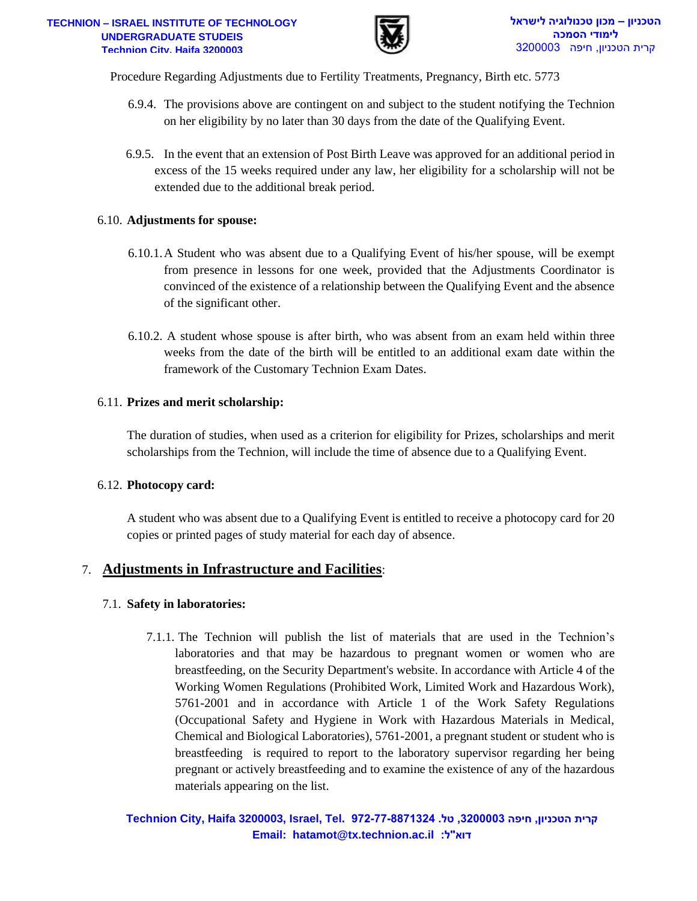6.9.4. The provisions above are contingent on and subject to the student notifying the Technion on her eligibility by no later than 30 days from the date of the Qualifying Event.

6.9.5. In the event that an extension of Post Birth Leave was approved for an additional period in excess of the 15 weeks required under any law, her eligibility for a scholarship will not be extended due to the additional break period.

6.10. **Adjustments for spouse:**

6.10.1. A Student who was absent due to a Qualifying Event of his/her spouse, will be exempt from presence in lessons for one week, provided that the Adjustments Coordinator is convinced of the existence of a relationship between the Qualifying Event and the absence of the significant other.

6.10.2. A student whose spouse is after birth, who was absent from an exam held within three weeks from the date of the birth will be entitled to an additional exam date within the framework of the Customary Technion Exam Dates.

6.11. **Prizes and merit scholarship:**

The duration of studies, when used as a criterion for eligibility for Prizes, scholarships and merit scholarships from the Technion, will include the time of absence due to a Qualifying Event.

6.12. **Photocopy card:**

A student who was absent due to a Qualifying Event is entitled to receive a photocopy card for 20 copies or printed pages of study material for each day of absence.

## 7. Adjustments in Infrastructure and Facilities:

7.1. **Safety in laboratories:**

7.1.1. The Technion will publish the list of materials that are used in the Technion's laboratories and that may be hazardous to pregnant women or women who are breastfeeding, on the Security Department's website. In accordance with Article 4 of the Working Women Regulations (Prohibited Work, Limited Work and Hazardous Work), 5761-2001 and in accordance with Article 1 of the Work Safety Regulations (Occupational Safety and Hygiene in Work with Hazardous Materials in Medical, Chemical and Biological Laboratories), 5761-2001, a pregnant student or student who is breastfeeding is required to report to the laboratory supervisor regarding her being pregnant or actively breastfeeding and to examine the existence of any of the hazardous materials appearing on the list.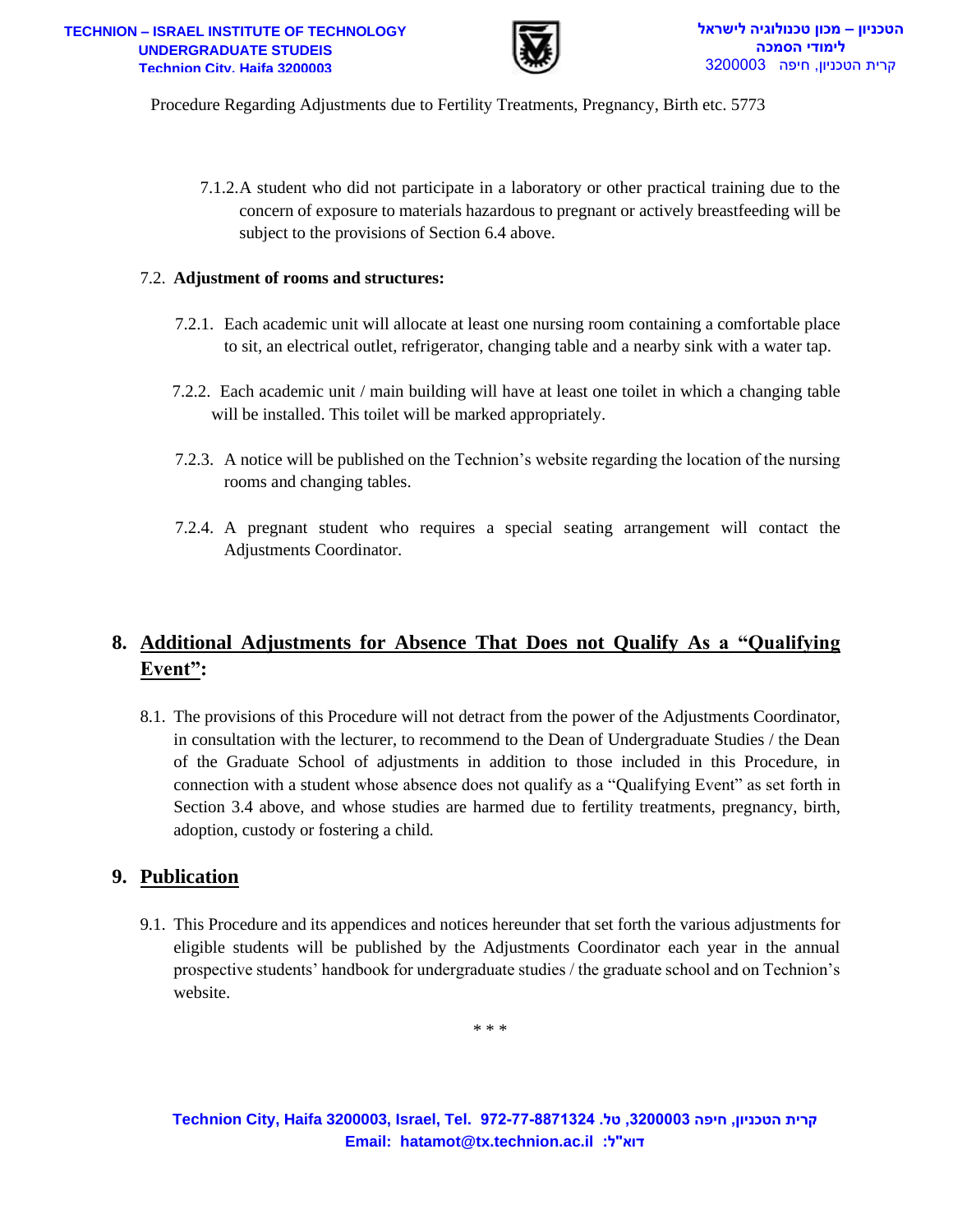7.1.2. A student who did not participate in a laboratory or other practical training due to the concern of exposure to materials hazardous to pregnant or actively breastfeeding will be subject to the provisions of Section 6.4 above.

7.2. **Adjustment of rooms and structures:**

7.2.1. Each academic unit will allocate at least one nursing room containing a comfortable place to sit, an electrical outlet, refrigerator, changing table and a nearby sink with a water tap.

7.2.2. Each academic unit / main building will have at least one toilet in which a changing table will be installed. This toilet will be marked appropriately.

7.2.3. A notice will be published on the Technion's website regarding the location of the nursing rooms and changing tables.

7.2.4. A pregnant student who requires a special seating arrangement will contact the Adjustments Coordinator.

## 8. Additional Adjustments for Absence That Does not Qualify As a "Qualifying Event":

8.1. The provisions of this Procedure will not detract from the power of the Adjustments Coordinator, in consultation with the lecturer, to recommend to the Dean of Undergraduate Studies / the Dean of the Graduate School of adjustments in addition to those included in this Procedure, in connection with a student whose absence does not qualify as a "Qualifying Event" as set forth in Section 3.4 above, and whose studies are harmed due to fertility treatments, pregnancy, birth, adoption, custody or fostering a child.

## 9. Publication

9.1. This Procedure and its appendices and notices hereunder that set forth the various adjustments for eligible students will be published by the Adjustments Coordinator each year in the annual prospective students' handbook for undergraduate studies / the graduate school and on Technion's website.

\* \* \*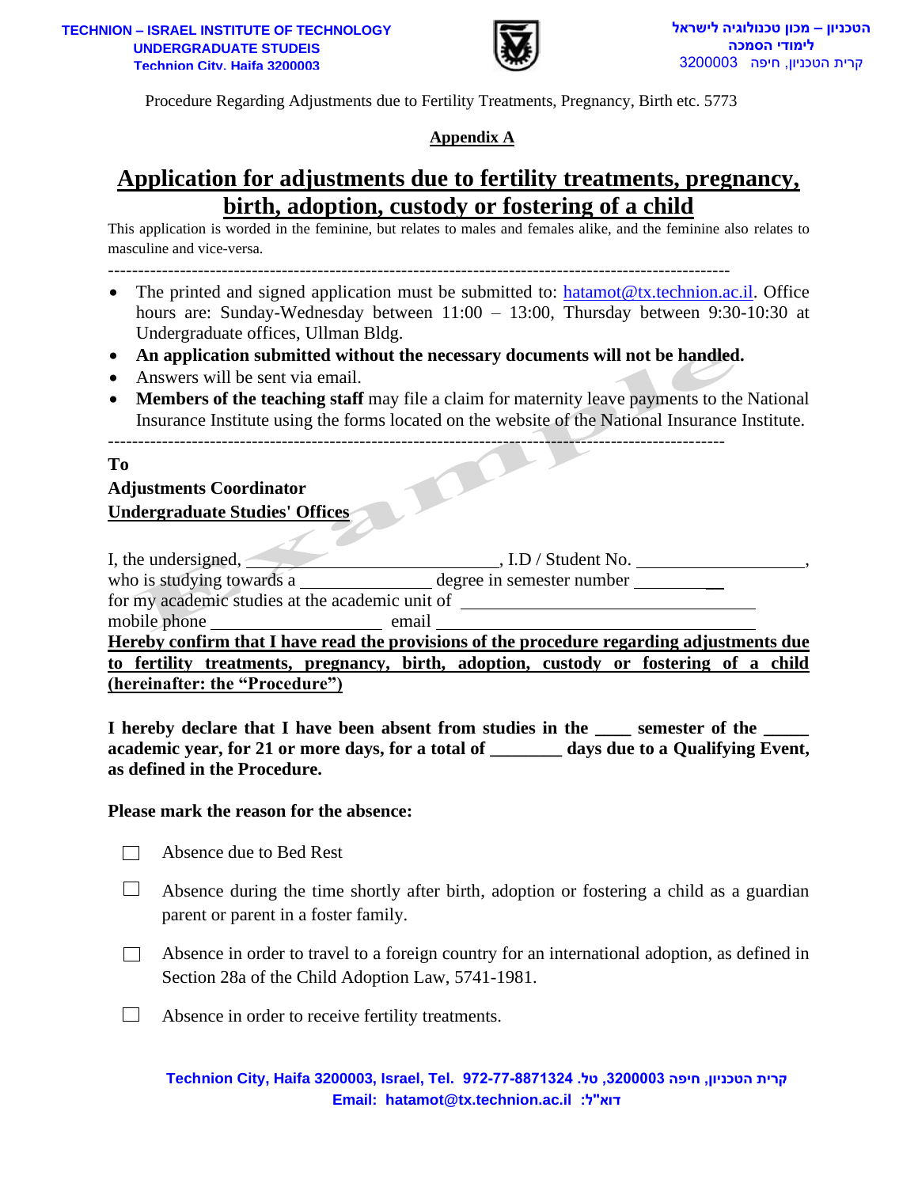Procedure Regarding Adjustments due to Fertility Treatments, Pregnancy, Birth etc. 5773

**Appendix A**

# Application for adjustments due to fertility treatments, pregnancy, birth, adoption, custody or fostering of a child

This application is worded in the feminine, but relates to males and females alike, and the feminine also relates to masculine and vice-versa.

---

- The printed and signed application must be submitted to: hatamot@tx.technion.ac.il. Office hours are: Sunday-Wednesday between 11:00 – 13:00, Thursday between 9:30-10:30 at Undergraduate offices, Ullman Bldg.
- **An application submitted without the necessary documents will not be handled.**
- Answers will be sent via email.
- **Members of the teaching staff** may file a claim for maternity leave payments to the National Insurance Institute using the forms located on the website of the National Insurance Institute.

---

**To**
**Adjustments Coordinator**
**Undergraduate Studies' Offices**

I, the undersigned, ____________________________, I.D / Student No. ____________________,
who is studying towards a ______________ degree in semester number __________
for my academic studies at the academic unit of ________________________________
mobile phone ___________________ email ________________________________________

**Hereby confirm that I have read the provisions of the procedure regarding adjustments due to fertility treatments, pregnancy, birth, adoption, custody or fostering of a child (hereinafter: the "Procedure")**

**I hereby declare that I have been absent from studies in the ____ semester of the _____ academic year, for 21 or more days, for a total of ________ days due to a Qualifying Event, as defined in the Procedure.**

**Please mark the reason for the absence:**

- ☐ Absence due to Bed Rest
- ☐ Absence during the time shortly after birth, adoption or fostering a child as a guardian parent or parent in a foster family.
- ☐ Absence in order to travel to a foreign country for an international adoption, as defined in Section 28a of the Child Adoption Law, 5741-1981.
- ☐ Absence in order to receive fertility treatments.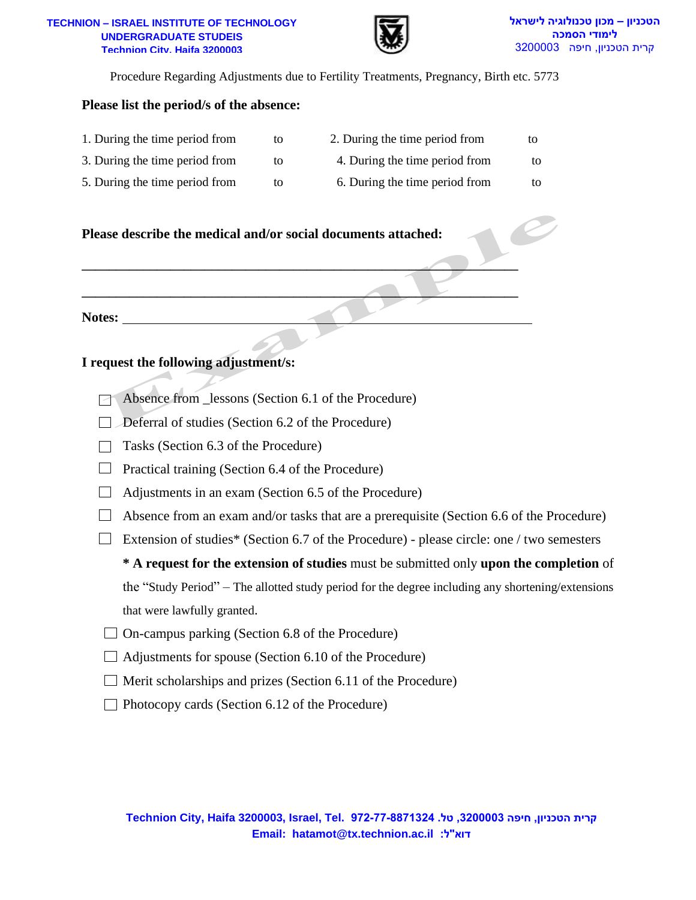Procedure Regarding Adjustments due to Fertility Treatments, Pregnancy, Birth etc. 5773

**Please list the period/s of the absence:**

1. During the time period from to
2. During the time period from to
3. During the time period from to
4. During the time period from to
5. During the time period from to
6. During the time period from to

**Please describe the medical and/or social documents attached:**

\_\_\_\_\_\_\_\_\_\_\_\_\_\_\_\_\_\_\_\_\_\_\_\_\_\_\_\_\_\_\_\_\_\_\_\_\_\_\_\_\_\_\_\_\_\_\_\_\_\_\_\_\_\_\_\_\_\_\_\_

\_\_\_\_\_\_\_\_\_\_\_\_\_\_\_\_\_\_\_\_\_\_\_\_\_\_\_\_\_\_\_\_\_\_\_\_\_\_\_\_\_\_\_\_\_\_\_\_\_\_\_\_\_\_\_\_\_\_\_\_

**Notes:** \_\_\_\_\_\_\_\_\_\_\_\_\_\_\_\_\_\_\_\_\_\_\_\_\_\_\_\_\_\_\_\_\_\_\_\_\_\_\_\_\_\_\_\_\_\_\_\_\_\_\_\_\_\_\_\_

**I request the following adjustment/s:**

- ☐ Absence from _lessons (Section 6.1 of the Procedure)
- ☐ Deferral of studies (Section 6.2 of the Procedure)
- ☐ Tasks (Section 6.3 of the Procedure)
- ☐ Practical training (Section 6.4 of the Procedure)
- ☐ Adjustments in an exam (Section 6.5 of the Procedure)
- ☐ Absence from an exam and/or tasks that are a prerequisite (Section 6.6 of the Procedure)
- ☐ Extension of studies* (Section 6.7 of the Procedure) - please circle: one / two semesters

  **\* A request for the extension of studies** must be submitted only **upon the completion** of the "Study Period" – The allotted study period for the degree including any shortening/extensions that were lawfully granted.
- ☐ On-campus parking (Section 6.8 of the Procedure)
- ☐ Adjustments for spouse (Section 6.10 of the Procedure)
- ☐ Merit scholarships and prizes (Section 6.11 of the Procedure)
- ☐ Photocopy cards (Section 6.12 of the Procedure)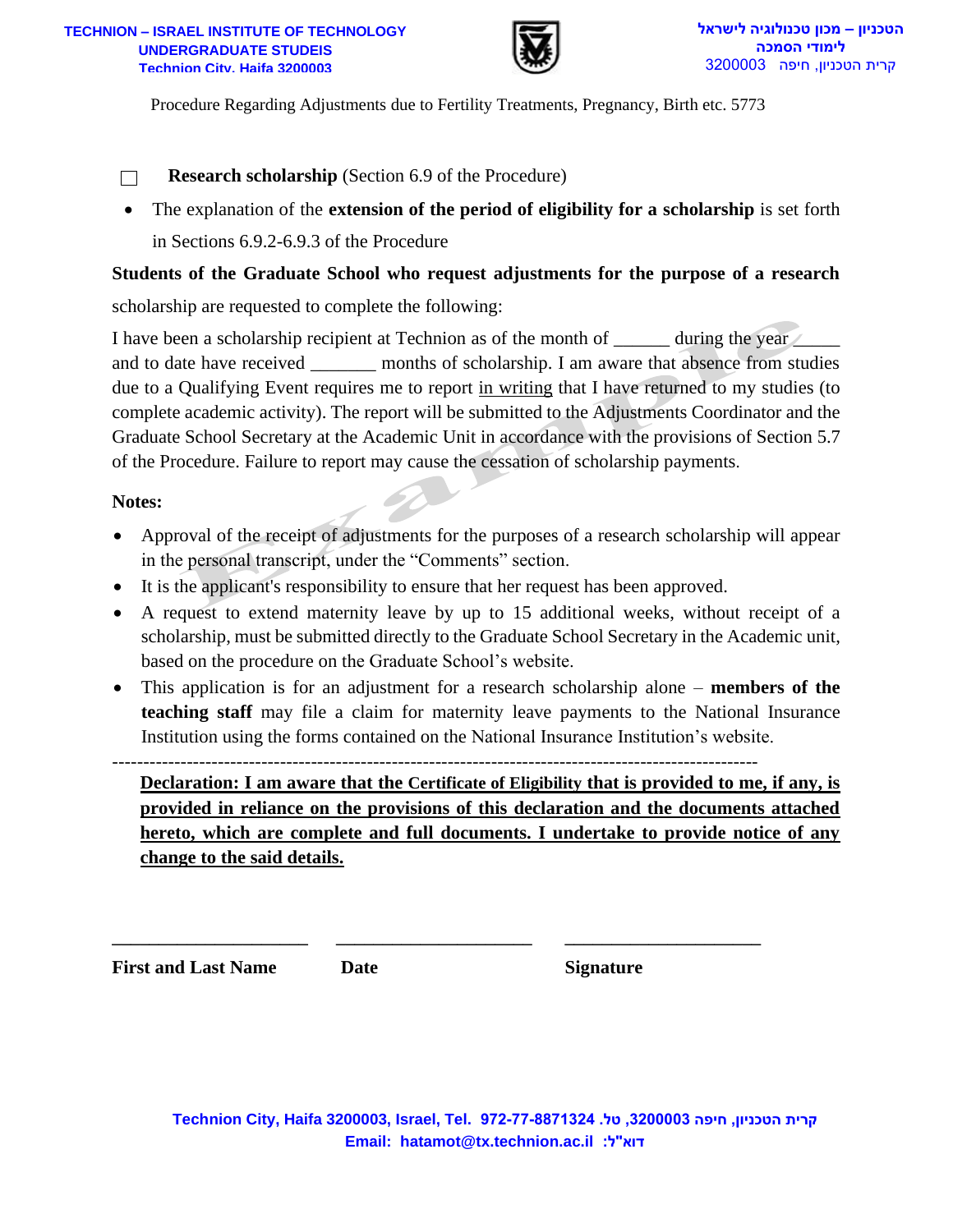Procedure Regarding Adjustments due to Fertility Treatments, Pregnancy, Birth etc. 5773

☐ **Research scholarship** (Section 6.9 of the Procedure)

- The explanation of the **extension of the period of eligibility for a scholarship** is set forth in Sections 6.9.2-6.9.3 of the Procedure

**Students of the Graduate School who request adjustments for the purpose of a research** scholarship are requested to complete the following:

I have been a scholarship recipient at Technion as of the month of ______ during the year _____ and to date have received _______ months of scholarship. I am aware that absence from studies due to a Qualifying Event requires me to report in writing that I have returned to my studies (to complete academic activity). The report will be submitted to the Adjustments Coordinator and the Graduate School Secretary at the Academic Unit in accordance with the provisions of Section 5.7 of the Procedure. Failure to report may cause the cessation of scholarship payments.

**Notes:**

- Approval of the receipt of adjustments for the purposes of a research scholarship will appear in the personal transcript, under the "Comments" section.
- It is the applicant's responsibility to ensure that her request has been approved.
- A request to extend maternity leave by up to 15 additional weeks, without receipt of a scholarship, must be submitted directly to the Graduate School Secretary in the Academic unit, based on the procedure on the Graduate School's website.
- This application is for an adjustment for a research scholarship alone – **members of the teaching staff** may file a claim for maternity leave payments to the National Insurance Institution using the forms contained on the National Insurance Institution's website.

---

**Declaration: I am aware that the Certificate of Eligibility that is provided to me, if any, is provided in reliance on the provisions of this declaration and the documents attached hereto, which are complete and full documents. I undertake to provide notice of any change to the said details.**

| ____________________ | ____________________ | ____________________ |
|---|---|---|
| **First and Last Name** | **Date** | **Signature** |

Technion City, Haifa 3200003, Israel, Tel. 972-77-8871324 .טל ,3200003 קרית הטכניון, חיפה
Email: hatamot@tx.technion.ac.il :דוא"ל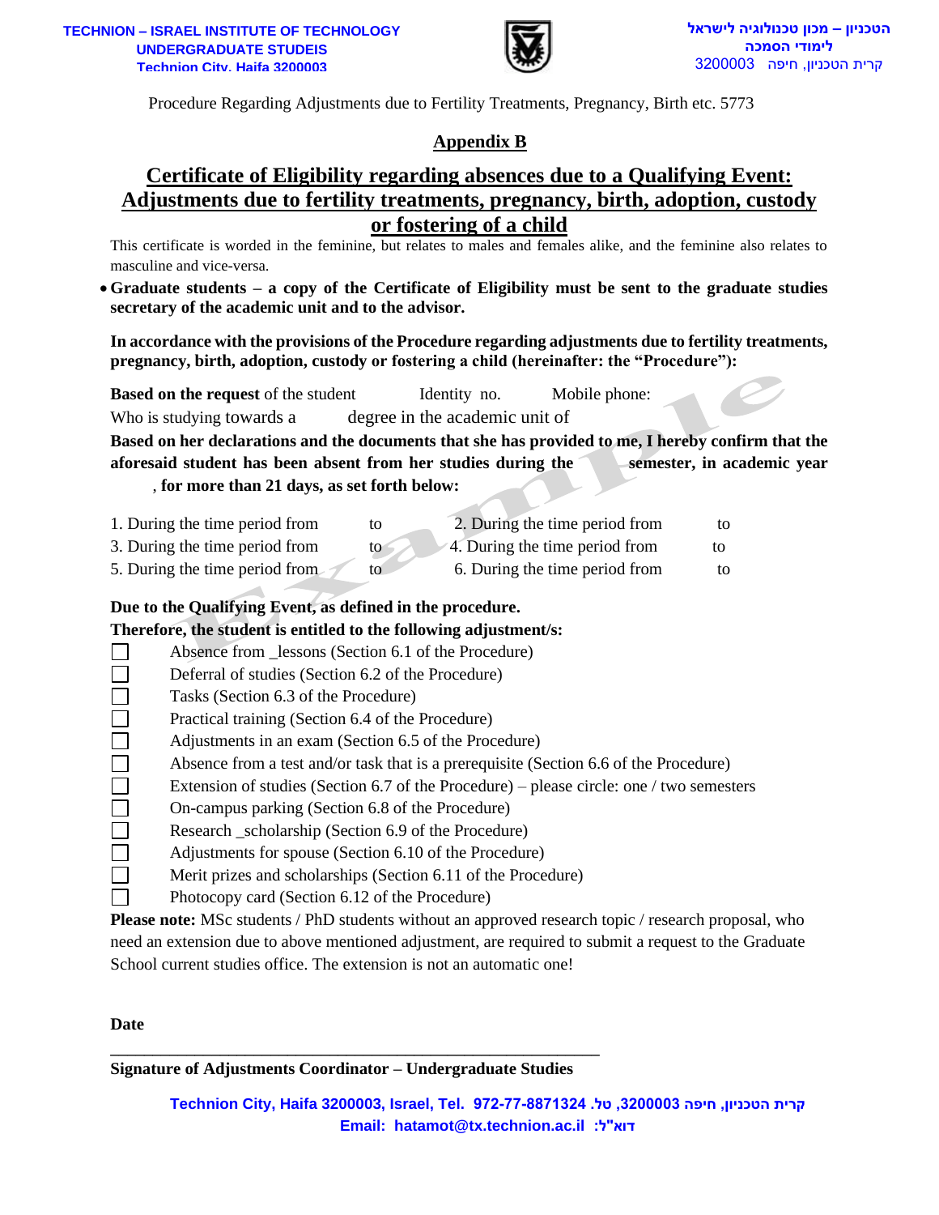TECHNION – ISRAEL INSTITUTE OF TECHNOLOGY
UNDERGRADUATE STUDEIS
Technion City, Haifa 3200003

הטכניון – מכון טכנולוגיה לישראל
לימודי הסמכה
קרית הטכניון, חיפה 3200003

Procedure Regarding Adjustments due to Fertility Treatments, Pregnancy, Birth etc. 5773

## Appendix B

# Certificate of Eligibility regarding absences due to a Qualifying Event: Adjustments due to fertility treatments, pregnancy, birth, adoption, custody or fostering of a child

This certificate is worded in the feminine, but relates to males and females alike, and the feminine also relates to masculine and vice-versa.

- **Graduate students – a copy of the Certificate of Eligibility must be sent to the graduate studies secretary of the academic unit and to the advisor.**

**In accordance with the provisions of the Procedure regarding adjustments due to fertility treatments, pregnancy, birth, adoption, custody or fostering a child (hereinafter: the "Procedure"):**

**Based on the request** of the student Identity no. Mobile phone:

Who is studying towards a degree in the academic unit of

**Based on her declarations and the documents that she has provided to me, I hereby confirm that the aforesaid student has been absent from her studies during the semester, in academic year , for more than 21 days, as set forth below:**

| | | | |
|---|---|---|---|
| 1. During the time period from | to | 2. During the time period from | to |
| 3. During the time period from | to | 4. During the time period from | to |
| 5. During the time period from | to | 6. During the time period from | to |

**Due to the Qualifying Event, as defined in the procedure.**
**Therefore, the student is entitled to the following adjustment/s:**

- ☐ Absence from _lessons (Section 6.1 of the Procedure)
- ☐ Deferral of studies (Section 6.2 of the Procedure)
- ☐ Tasks (Section 6.3 of the Procedure)
- ☐ Practical training (Section 6.4 of the Procedure)
- ☐ Adjustments in an exam (Section 6.5 of the Procedure)
- ☐ Absence from a test and/or task that is a prerequisite (Section 6.6 of the Procedure)
- ☐ Extension of studies (Section 6.7 of the Procedure) – please circle: one / two semesters
- ☐ On-campus parking (Section 6.8 of the Procedure)
- ☐ Research _scholarship (Section 6.9 of the Procedure)
- ☐ Adjustments for spouse (Section 6.10 of the Procedure)
- ☐ Merit prizes and scholarships (Section 6.11 of the Procedure)
- ☐ Photocopy card (Section 6.12 of the Procedure)

**Please note:** MSc students / PhD students without an approved research topic / research proposal, who need an extension due to above mentioned adjustment, are required to submit a request to the Graduate School current studies office. The extension is not an automatic one!

**Date**

\_\_\_\_\_\_\_\_\_\_\_\_\_\_\_\_\_\_\_\_\_\_\_\_\_\_\_\_\_\_\_\_\_\_\_\_\_\_\_\_\_\_\_\_\_\_\_\_

**Signature of Adjustments Coordinator – Undergraduate Studies**

Technion City, Haifa 3200003, Israel, Tel. 972-77-8871324 .קרית הטכניון, חיפה 3200003, טל
Email: hatamot@tx.technion.ac.il :דוא"ל